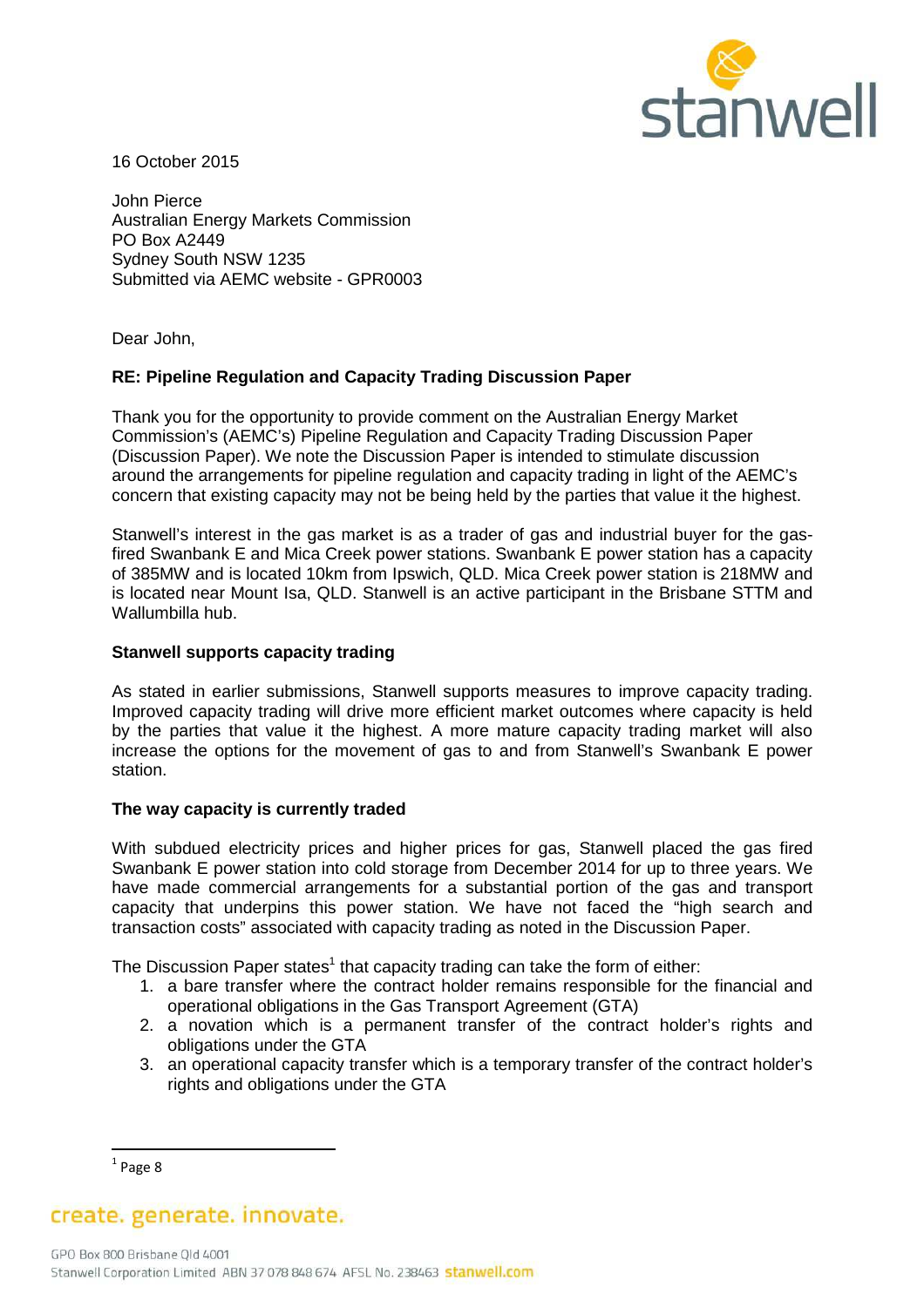16 October 2015

John Pierce
Australian Energy Markets Commission
PO Box A2449
Sydney South NSW 1235
Submitted via AEMC website - GPR0003

Dear John,

**RE: Pipeline Regulation and Capacity Trading Discussion Paper**

Thank you for the opportunity to provide comment on the Australian Energy Market Commission's (AEMC's) Pipeline Regulation and Capacity Trading Discussion Paper (Discussion Paper). We note the Discussion Paper is intended to stimulate discussion around the arrangements for pipeline regulation and capacity trading in light of the AEMC's concern that existing capacity may not be being held by the parties that value it the highest.

Stanwell's interest in the gas market is as a trader of gas and industrial buyer for the gas-fired Swanbank E and Mica Creek power stations. Swanbank E power station has a capacity of 385MW and is located 10km from Ipswich, QLD. Mica Creek power station is 218MW and is located near Mount Isa, QLD. Stanwell is an active participant in the Brisbane STTM and Wallumbilla hub.

**Stanwell supports capacity trading**

As stated in earlier submissions, Stanwell supports measures to improve capacity trading. Improved capacity trading will drive more efficient market outcomes where capacity is held by the parties that value it the highest. A more mature capacity trading market will also increase the options for the movement of gas to and from Stanwell's Swanbank E power station.

**The way capacity is currently traded**

With subdued electricity prices and higher prices for gas, Stanwell placed the gas fired Swanbank E power station into cold storage from December 2014 for up to three years. We have made commercial arrangements for a substantial portion of the gas and transport capacity that underpins this power station. We have not faced the "high search and transaction costs" associated with capacity trading as noted in the Discussion Paper.

The Discussion Paper states[1] that capacity trading can take the form of either:

1. a bare transfer where the contract holder remains responsible for the financial and operational obligations in the Gas Transport Agreement (GTA)
2. a novation which is a permanent transfer of the contract holder's rights and obligations under the GTA
3. an operational capacity transfer which is a temporary transfer of the contract holder's rights and obligations under the GTA

[1] Page 8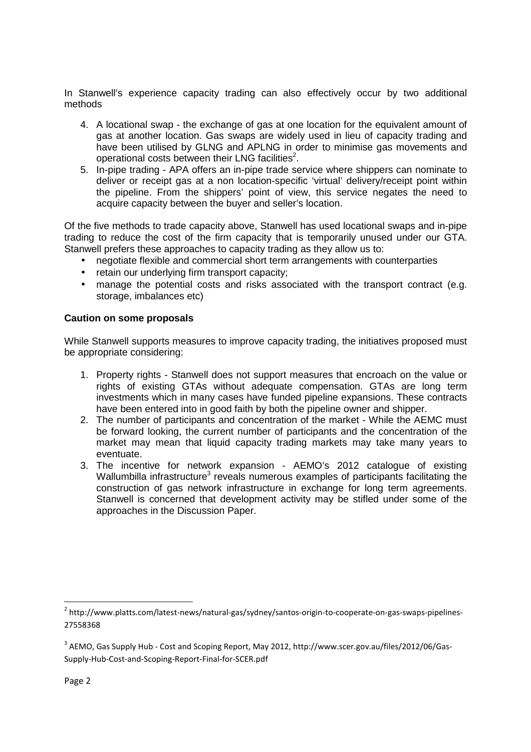In Stanwell's experience capacity trading can also effectively occur by two additional methods

4. A locational swap - the exchange of gas at one location for the equivalent amount of gas at another location. Gas swaps are widely used in lieu of capacity trading and have been utilised by GLNG and APLNG in order to minimise gas movements and operational costs between their LNG facilities[2].
5. In-pipe trading - APA offers an in-pipe trade service where shippers can nominate to deliver or receipt gas at a non location-specific 'virtual' delivery/receipt point within the pipeline. From the shippers' point of view, this service negates the need to acquire capacity between the buyer and seller's location.

Of the five methods to trade capacity above, Stanwell has used locational swaps and in-pipe trading to reduce the cost of the firm capacity that is temporarily unused under our GTA. Stanwell prefers these approaches to capacity trading as they allow us to:

- negotiate flexible and commercial short term arrangements with counterparties
- retain our underlying firm transport capacity;
- manage the potential costs and risks associated with the transport contract (e.g. storage, imbalances etc)

**Caution on some proposals**

While Stanwell supports measures to improve capacity trading, the initiatives proposed must be appropriate considering:

1. Property rights - Stanwell does not support measures that encroach on the value or rights of existing GTAs without adequate compensation. GTAs are long term investments which in many cases have funded pipeline expansions. These contracts have been entered into in good faith by both the pipeline owner and shipper.
2. The number of participants and concentration of the market - While the AEMC must be forward looking, the current number of participants and the concentration of the market may mean that liquid capacity trading markets may take many years to eventuate.
3. The incentive for network expansion - AEMO's 2012 catalogue of existing Wallumbilla infrastructure[3] reveals numerous examples of participants facilitating the construction of gas network infrastructure in exchange for long term agreements. Stanwell is concerned that development activity may be stifled under some of the approaches in the Discussion Paper.

---

[2] http://www.platts.com/latest-news/natural-gas/sydney/santos-origin-to-cooperate-on-gas-swaps-pipelines-27558368

[3] AEMO, Gas Supply Hub - Cost and Scoping Report, May 2012, http://www.scer.gov.au/files/2012/06/Gas-Supply-Hub-Cost-and-Scoping-Report-Final-for-SCER.pdf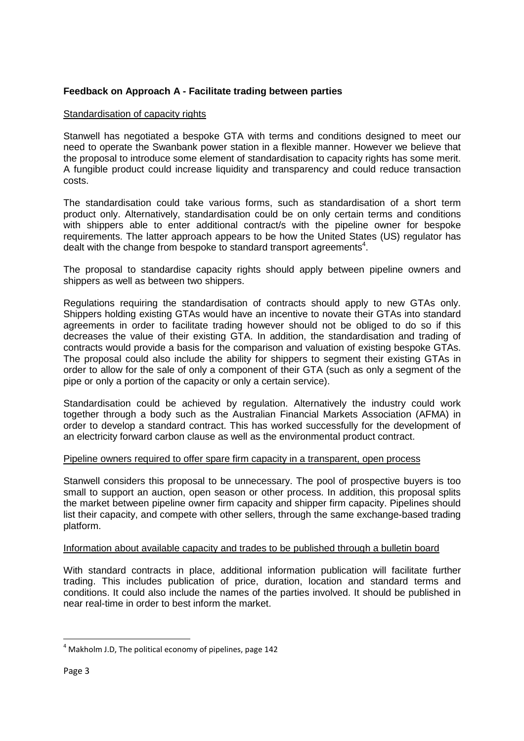**Feedback on Approach A - Facilitate trading between parties**

Standardisation of capacity rights

Stanwell has negotiated a bespoke GTA with terms and conditions designed to meet our need to operate the Swanbank power station in a flexible manner. However we believe that the proposal to introduce some element of standardisation to capacity rights has some merit. A fungible product could increase liquidity and transparency and could reduce transaction costs.

The standardisation could take various forms, such as standardisation of a short term product only. Alternatively, standardisation could be on only certain terms and conditions with shippers able to enter additional contract/s with the pipeline owner for bespoke requirements. The latter approach appears to be how the United States (US) regulator has dealt with the change from bespoke to standard transport agreements[4].

The proposal to standardise capacity rights should apply between pipeline owners and shippers as well as between two shippers.

Regulations requiring the standardisation of contracts should apply to new GTAs only. Shippers holding existing GTAs would have an incentive to novate their GTAs into standard agreements in order to facilitate trading however should not be obliged to do so if this decreases the value of their existing GTA. In addition, the standardisation and trading of contracts would provide a basis for the comparison and valuation of existing bespoke GTAs. The proposal could also include the ability for shippers to segment their existing GTAs in order to allow for the sale of only a component of their GTA (such as only a segment of the pipe or only a portion of the capacity or only a certain service).

Standardisation could be achieved by regulation. Alternatively the industry could work together through a body such as the Australian Financial Markets Association (AFMA) in order to develop a standard contract. This has worked successfully for the development of an electricity forward carbon clause as well as the environmental product contract.

Pipeline owners required to offer spare firm capacity in a transparent, open process

Stanwell considers this proposal to be unnecessary. The pool of prospective buyers is too small to support an auction, open season or other process. In addition, this proposal splits the market between pipeline owner firm capacity and shipper firm capacity. Pipelines should list their capacity, and compete with other sellers, through the same exchange-based trading platform.

Information about available capacity and trades to be published through a bulletin board

With standard contracts in place, additional information publication will facilitate further trading. This includes publication of price, duration, location and standard terms and conditions. It could also include the names of the parties involved. It should be published in near real-time in order to best inform the market.

[4] Makholm J.D, The political economy of pipelines, page 142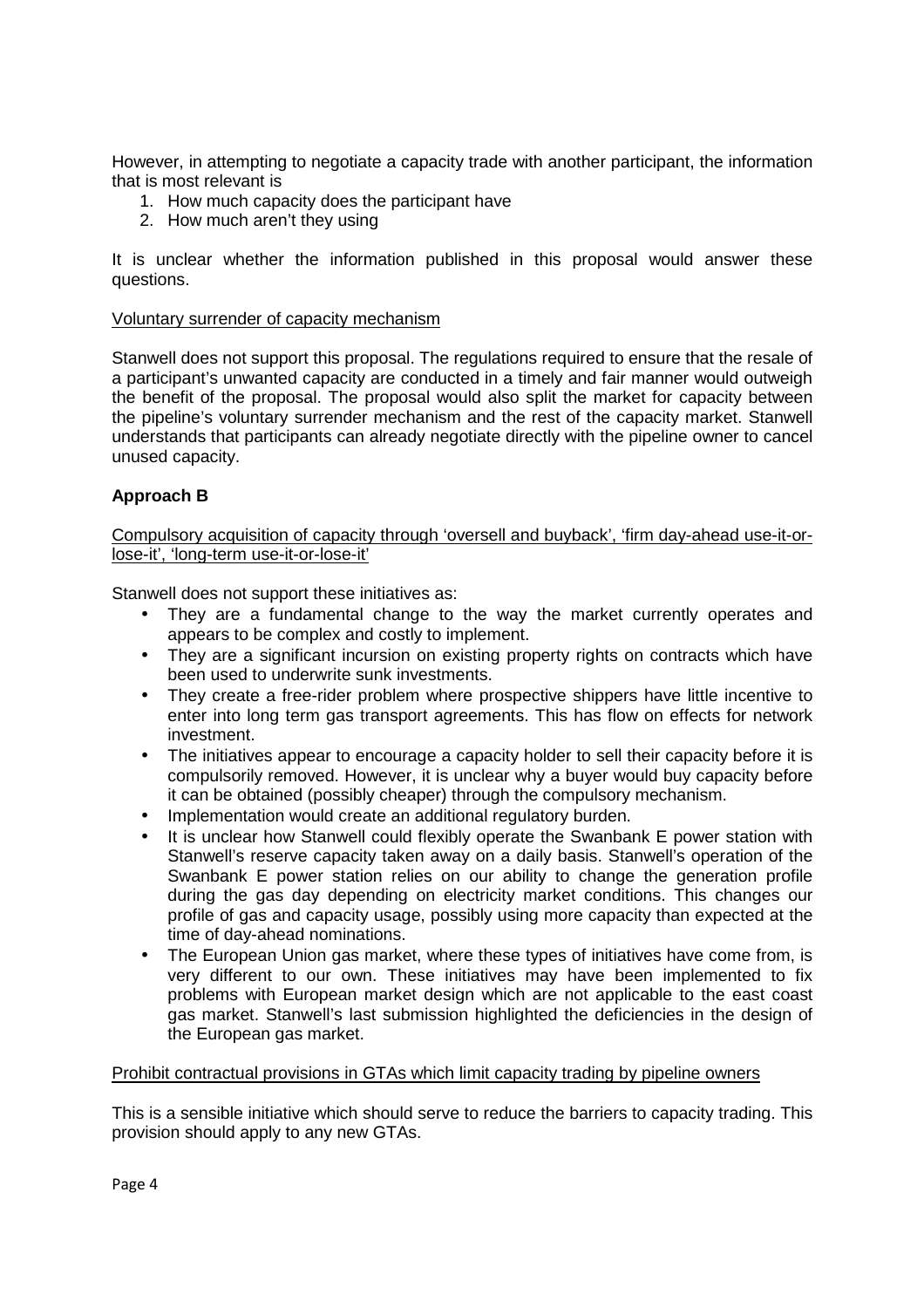However, in attempting to negotiate a capacity trade with another participant, the information that is most relevant is

1. How much capacity does the participant have
2. How much aren't they using

It is unclear whether the information published in this proposal would answer these questions.

Voluntary surrender of capacity mechanism

Stanwell does not support this proposal. The regulations required to ensure that the resale of a participant's unwanted capacity are conducted in a timely and fair manner would outweigh the benefit of the proposal. The proposal would also split the market for capacity between the pipeline's voluntary surrender mechanism and the rest of the capacity market. Stanwell understands that participants can already negotiate directly with the pipeline owner to cancel unused capacity.

**Approach B**

Compulsory acquisition of capacity through 'oversell and buyback', 'firm day-ahead use-it-or-lose-it', 'long-term use-it-or-lose-it'

Stanwell does not support these initiatives as:

- They are a fundamental change to the way the market currently operates and appears to be complex and costly to implement.
- They are a significant incursion on existing property rights on contracts which have been used to underwrite sunk investments.
- They create a free-rider problem where prospective shippers have little incentive to enter into long term gas transport agreements. This has flow on effects for network investment.
- The initiatives appear to encourage a capacity holder to sell their capacity before it is compulsorily removed. However, it is unclear why a buyer would buy capacity before it can be obtained (possibly cheaper) through the compulsory mechanism.
- Implementation would create an additional regulatory burden.
- It is unclear how Stanwell could flexibly operate the Swanbank E power station with Stanwell's reserve capacity taken away on a daily basis. Stanwell's operation of the Swanbank E power station relies on our ability to change the generation profile during the gas day depending on electricity market conditions. This changes our profile of gas and capacity usage, possibly using more capacity than expected at the time of day-ahead nominations.
- The European Union gas market, where these types of initiatives have come from, is very different to our own. These initiatives may have been implemented to fix problems with European market design which are not applicable to the east coast gas market. Stanwell's last submission highlighted the deficiencies in the design of the European gas market.

Prohibit contractual provisions in GTAs which limit capacity trading by pipeline owners

This is a sensible initiative which should serve to reduce the barriers to capacity trading. This provision should apply to any new GTAs.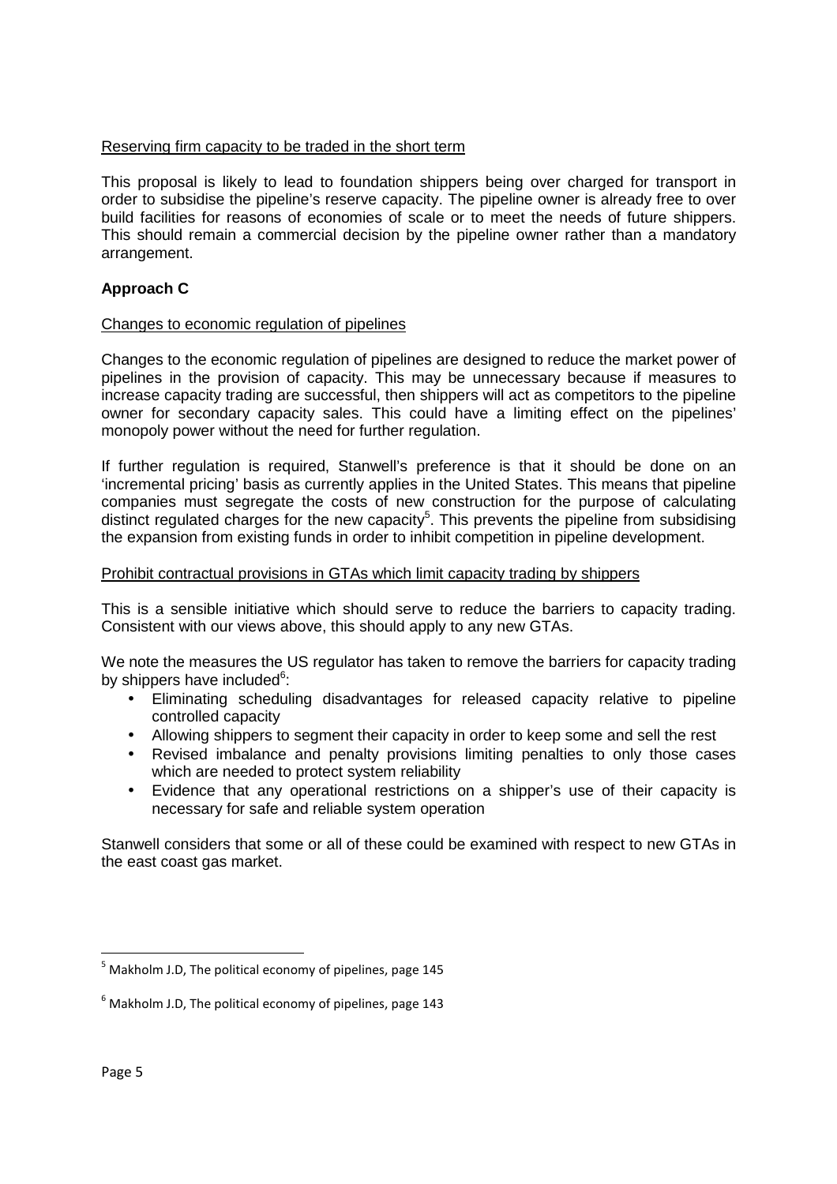Reserving firm capacity to be traded in the short term

This proposal is likely to lead to foundation shippers being over charged for transport in order to subsidise the pipeline's reserve capacity. The pipeline owner is already free to over build facilities for reasons of economies of scale or to meet the needs of future shippers. This should remain a commercial decision by the pipeline owner rather than a mandatory arrangement.

**Approach C**

Changes to economic regulation of pipelines

Changes to the economic regulation of pipelines are designed to reduce the market power of pipelines in the provision of capacity. This may be unnecessary because if measures to increase capacity trading are successful, then shippers will act as competitors to the pipeline owner for secondary capacity sales. This could have a limiting effect on the pipelines' monopoly power without the need for further regulation.

If further regulation is required, Stanwell's preference is that it should be done on an 'incremental pricing' basis as currently applies in the United States. This means that pipeline companies must segregate the costs of new construction for the purpose of calculating distinct regulated charges for the new capacity[5]. This prevents the pipeline from subsidising the expansion from existing funds in order to inhibit competition in pipeline development.

Prohibit contractual provisions in GTAs which limit capacity trading by shippers

This is a sensible initiative which should serve to reduce the barriers to capacity trading. Consistent with our views above, this should apply to any new GTAs.

We note the measures the US regulator has taken to remove the barriers for capacity trading by shippers have included[6]:

- Eliminating scheduling disadvantages for released capacity relative to pipeline controlled capacity
- Allowing shippers to segment their capacity in order to keep some and sell the rest
- Revised imbalance and penalty provisions limiting penalties to only those cases which are needed to protect system reliability
- Evidence that any operational restrictions on a shipper's use of their capacity is necessary for safe and reliable system operation

Stanwell considers that some or all of these could be examined with respect to new GTAs in the east coast gas market.

---

[5] Makholm J.D, The political economy of pipelines, page 145

[6] Makholm J.D, The political economy of pipelines, page 143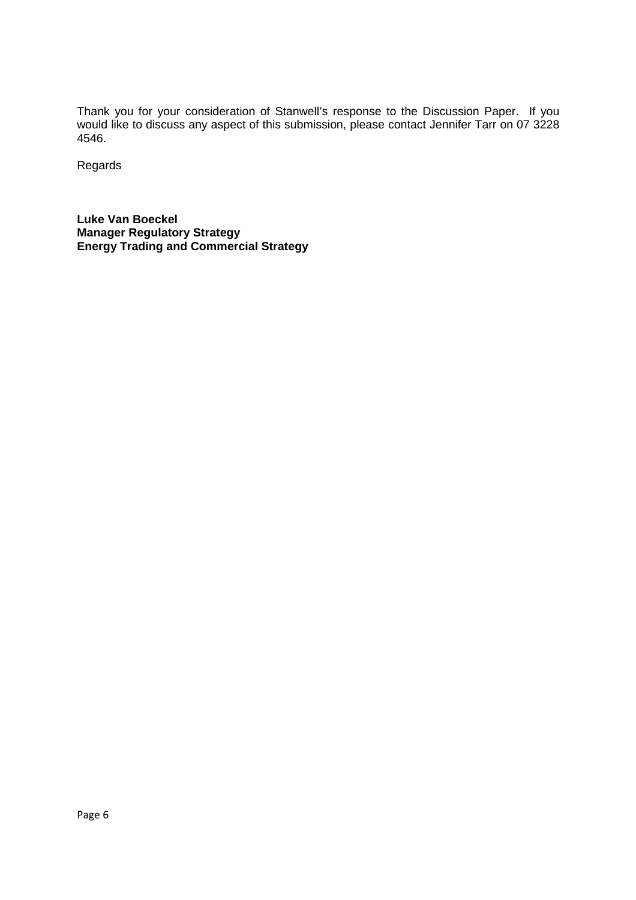Thank you for your consideration of Stanwell's response to the Discussion Paper. If you would like to discuss any aspect of this submission, please contact Jennifer Tarr on 07 3228 4546.

Regards

**Luke Van Boeckel**
**Manager Regulatory Strategy**
**Energy Trading and Commercial Strategy**